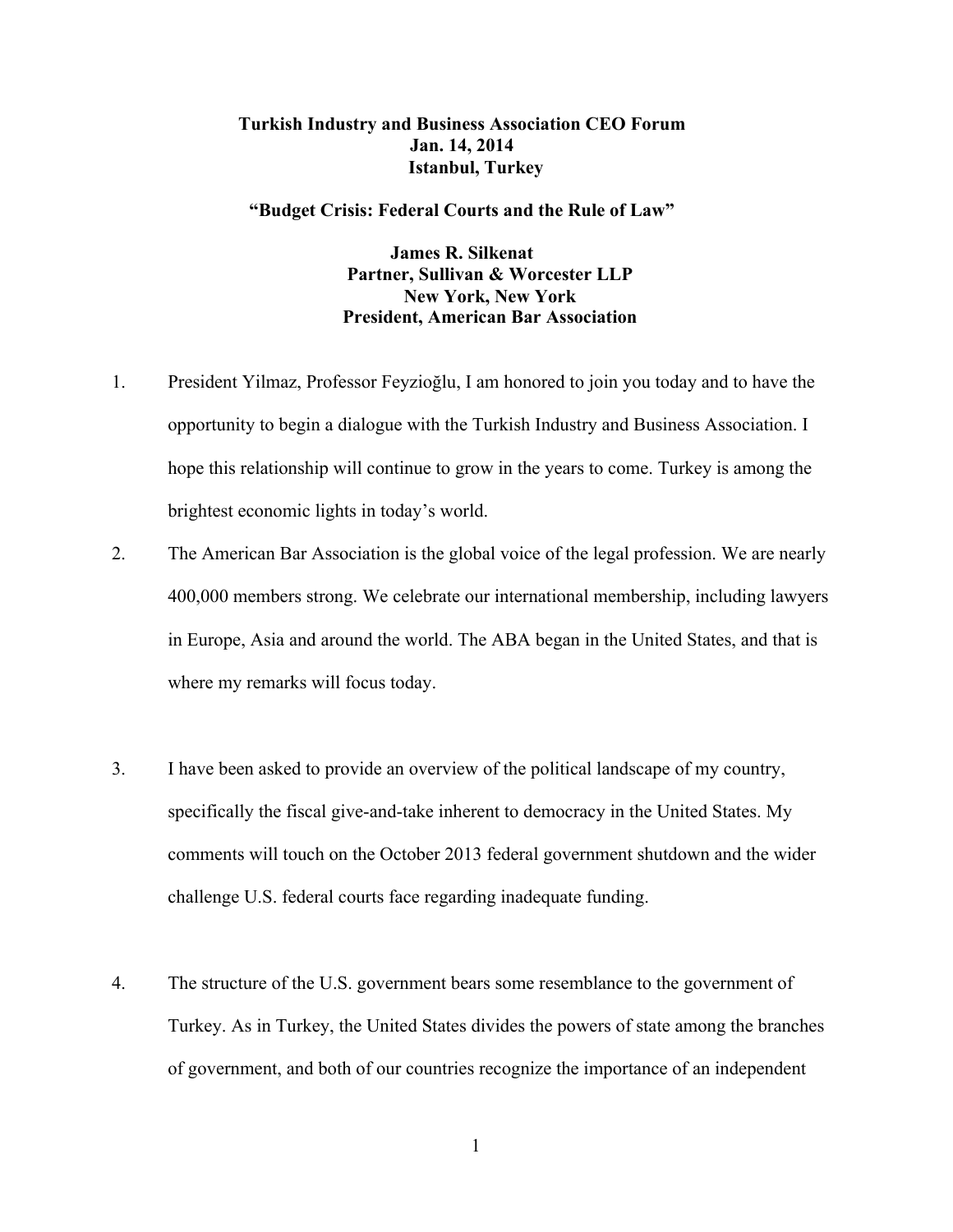**Turkish Industry and Business Association CEO Forum**
**Jan. 14, 2014**
**Istanbul, Turkey**

**"Budget Crisis: Federal Courts and the Rule of Law"**

**James R. Silkenat**
**Partner, Sullivan & Worcester LLP**
**New York, New York**
**President, American Bar Association**

1. President Yilmaz, Professor Feyzioğlu, I am honored to join you today and to have the opportunity to begin a dialogue with the Turkish Industry and Business Association. I hope this relationship will continue to grow in the years to come. Turkey is among the brightest economic lights in today's world.

2. The American Bar Association is the global voice of the legal profession. We are nearly 400,000 members strong. We celebrate our international membership, including lawyers in Europe, Asia and around the world. The ABA began in the United States, and that is where my remarks will focus today.

3. I have been asked to provide an overview of the political landscape of my country, specifically the fiscal give-and-take inherent to democracy in the United States. My comments will touch on the October 2013 federal government shutdown and the wider challenge U.S. federal courts face regarding inadequate funding.

4. The structure of the U.S. government bears some resemblance to the government of Turkey. As in Turkey, the United States divides the powers of state among the branches of government, and both of our countries recognize the importance of an independent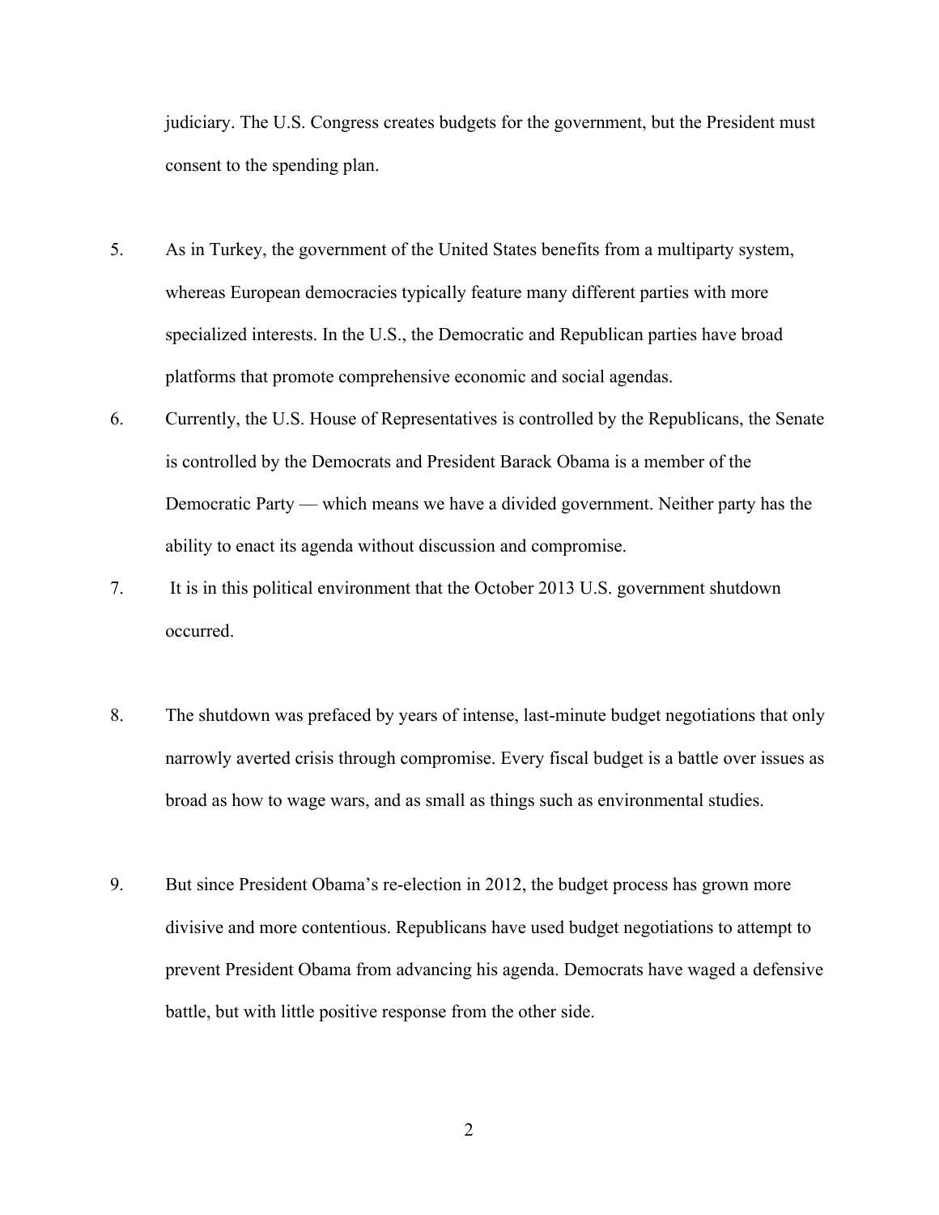judiciary. The U.S. Congress creates budgets for the government, but the President must consent to the spending plan.

5. As in Turkey, the government of the United States benefits from a multiparty system, whereas European democracies typically feature many different parties with more specialized interests. In the U.S., the Democratic and Republican parties have broad platforms that promote comprehensive economic and social agendas.

6. Currently, the U.S. House of Representatives is controlled by the Republicans, the Senate is controlled by the Democrats and President Barack Obama is a member of the Democratic Party — which means we have a divided government. Neither party has the ability to enact its agenda without discussion and compromise.

7. It is in this political environment that the October 2013 U.S. government shutdown occurred.

8. The shutdown was prefaced by years of intense, last-minute budget negotiations that only narrowly averted crisis through compromise. Every fiscal budget is a battle over issues as broad as how to wage wars, and as small as things such as environmental studies.

9. But since President Obama's re-election in 2012, the budget process has grown more divisive and more contentious. Republicans have used budget negotiations to attempt to prevent President Obama from advancing his agenda. Democrats have waged a defensive battle, but with little positive response from the other side.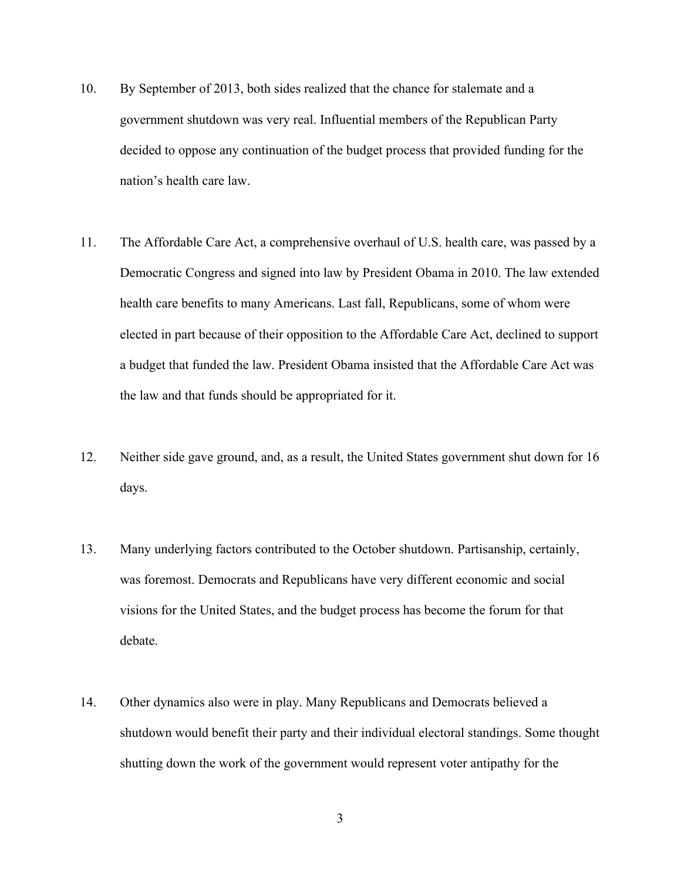10. By September of 2013, both sides realized that the chance for stalemate and a government shutdown was very real. Influential members of the Republican Party decided to oppose any continuation of the budget process that provided funding for the nation's health care law.

11. The Affordable Care Act, a comprehensive overhaul of U.S. health care, was passed by a Democratic Congress and signed into law by President Obama in 2010. The law extended health care benefits to many Americans. Last fall, Republicans, some of whom were elected in part because of their opposition to the Affordable Care Act, declined to support a budget that funded the law. President Obama insisted that the Affordable Care Act was the law and that funds should be appropriated for it.

12. Neither side gave ground, and, as a result, the United States government shut down for 16 days.

13. Many underlying factors contributed to the October shutdown. Partisanship, certainly, was foremost. Democrats and Republicans have very different economic and social visions for the United States, and the budget process has become the forum for that debate.

14. Other dynamics also were in play. Many Republicans and Democrats believed a shutdown would benefit their party and their individual electoral standings. Some thought shutting down the work of the government would represent voter antipathy for the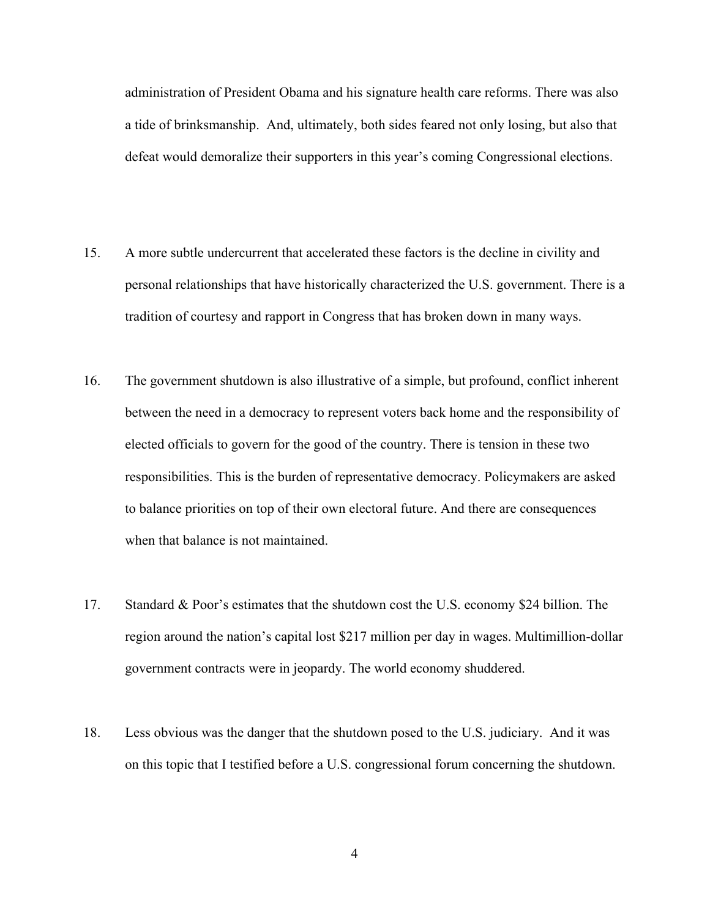administration of President Obama and his signature health care reforms. There was also a tide of brinksmanship. And, ultimately, both sides feared not only losing, but also that defeat would demoralize their supporters in this year's coming Congressional elections.

15. A more subtle undercurrent that accelerated these factors is the decline in civility and personal relationships that have historically characterized the U.S. government. There is a tradition of courtesy and rapport in Congress that has broken down in many ways.

16. The government shutdown is also illustrative of a simple, but profound, conflict inherent between the need in a democracy to represent voters back home and the responsibility of elected officials to govern for the good of the country. There is tension in these two responsibilities. This is the burden of representative democracy. Policymakers are asked to balance priorities on top of their own electoral future. And there are consequences when that balance is not maintained.

17. Standard & Poor's estimates that the shutdown cost the U.S. economy $24 billion. The region around the nation's capital lost $217 million per day in wages. Multimillion-dollar government contracts were in jeopardy. The world economy shuddered.

18. Less obvious was the danger that the shutdown posed to the U.S. judiciary. And it was on this topic that I testified before a U.S. congressional forum concerning the shutdown.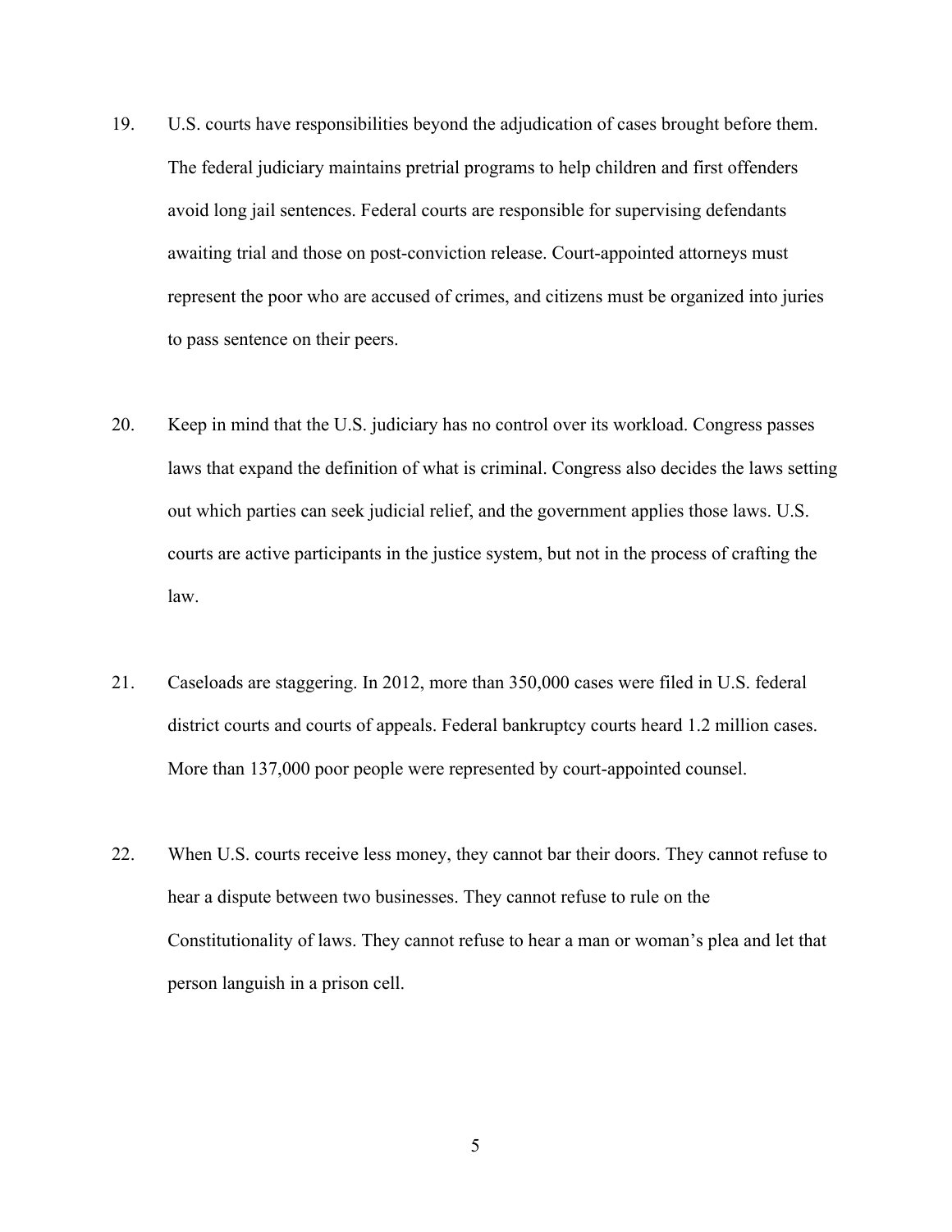19. U.S. courts have responsibilities beyond the adjudication of cases brought before them. The federal judiciary maintains pretrial programs to help children and first offenders avoid long jail sentences. Federal courts are responsible for supervising defendants awaiting trial and those on post-conviction release. Court-appointed attorneys must represent the poor who are accused of crimes, and citizens must be organized into juries to pass sentence on their peers.

20. Keep in mind that the U.S. judiciary has no control over its workload. Congress passes laws that expand the definition of what is criminal. Congress also decides the laws setting out which parties can seek judicial relief, and the government applies those laws. U.S. courts are active participants in the justice system, but not in the process of crafting the law.

21. Caseloads are staggering. In 2012, more than 350,000 cases were filed in U.S. federal district courts and courts of appeals. Federal bankruptcy courts heard 1.2 million cases. More than 137,000 poor people were represented by court-appointed counsel.

22. When U.S. courts receive less money, they cannot bar their doors. They cannot refuse to hear a dispute between two businesses. They cannot refuse to rule on the Constitutionality of laws. They cannot refuse to hear a man or woman's plea and let that person languish in a prison cell.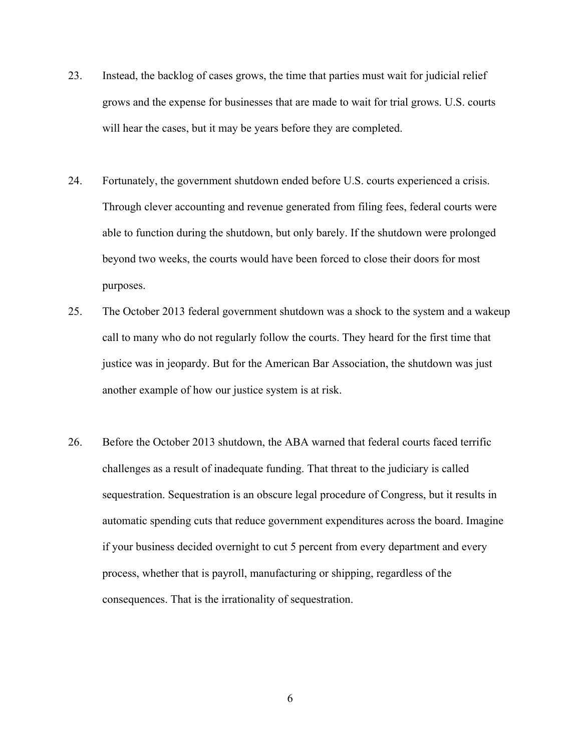23. Instead, the backlog of cases grows, the time that parties must wait for judicial relief grows and the expense for businesses that are made to wait for trial grows. U.S. courts will hear the cases, but it may be years before they are completed.

24. Fortunately, the government shutdown ended before U.S. courts experienced a crisis. Through clever accounting and revenue generated from filing fees, federal courts were able to function during the shutdown, but only barely. If the shutdown were prolonged beyond two weeks, the courts would have been forced to close their doors for most purposes.

25. The October 2013 federal government shutdown was a shock to the system and a wakeup call to many who do not regularly follow the courts. They heard for the first time that justice was in jeopardy. But for the American Bar Association, the shutdown was just another example of how our justice system is at risk.

26. Before the October 2013 shutdown, the ABA warned that federal courts faced terrific challenges as a result of inadequate funding. That threat to the judiciary is called sequestration. Sequestration is an obscure legal procedure of Congress, but it results in automatic spending cuts that reduce government expenditures across the board. Imagine if your business decided overnight to cut 5 percent from every department and every process, whether that is payroll, manufacturing or shipping, regardless of the consequences. That is the irrationality of sequestration.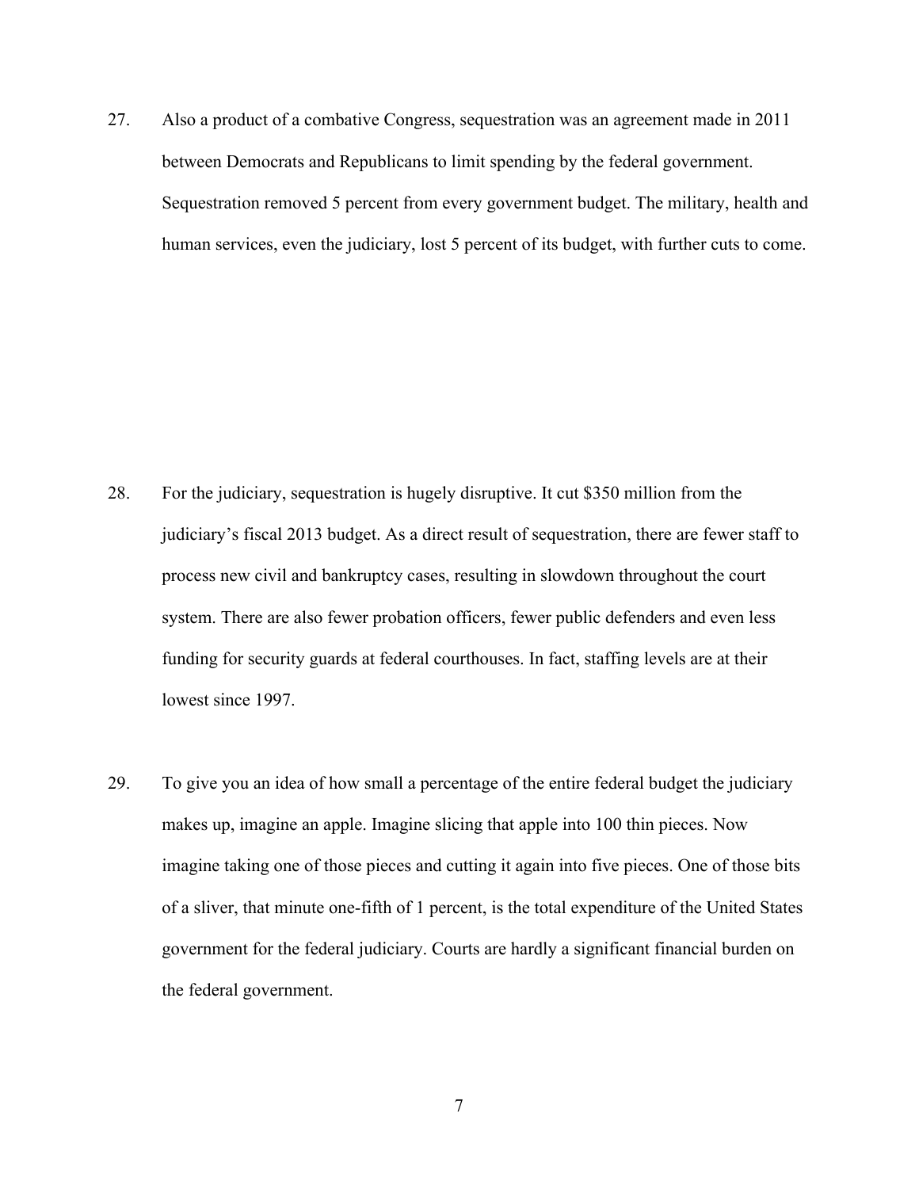27. Also a product of a combative Congress, sequestration was an agreement made in 2011 between Democrats and Republicans to limit spending by the federal government. Sequestration removed 5 percent from every government budget. The military, health and human services, even the judiciary, lost 5 percent of its budget, with further cuts to come.

28. For the judiciary, sequestration is hugely disruptive. It cut $350 million from the judiciary's fiscal 2013 budget. As a direct result of sequestration, there are fewer staff to process new civil and bankruptcy cases, resulting in slowdown throughout the court system. There are also fewer probation officers, fewer public defenders and even less funding for security guards at federal courthouses. In fact, staffing levels are at their lowest since 1997.

29. To give you an idea of how small a percentage of the entire federal budget the judiciary makes up, imagine an apple. Imagine slicing that apple into 100 thin pieces. Now imagine taking one of those pieces and cutting it again into five pieces. One of those bits of a sliver, that minute one-fifth of 1 percent, is the total expenditure of the United States government for the federal judiciary. Courts are hardly a significant financial burden on the federal government.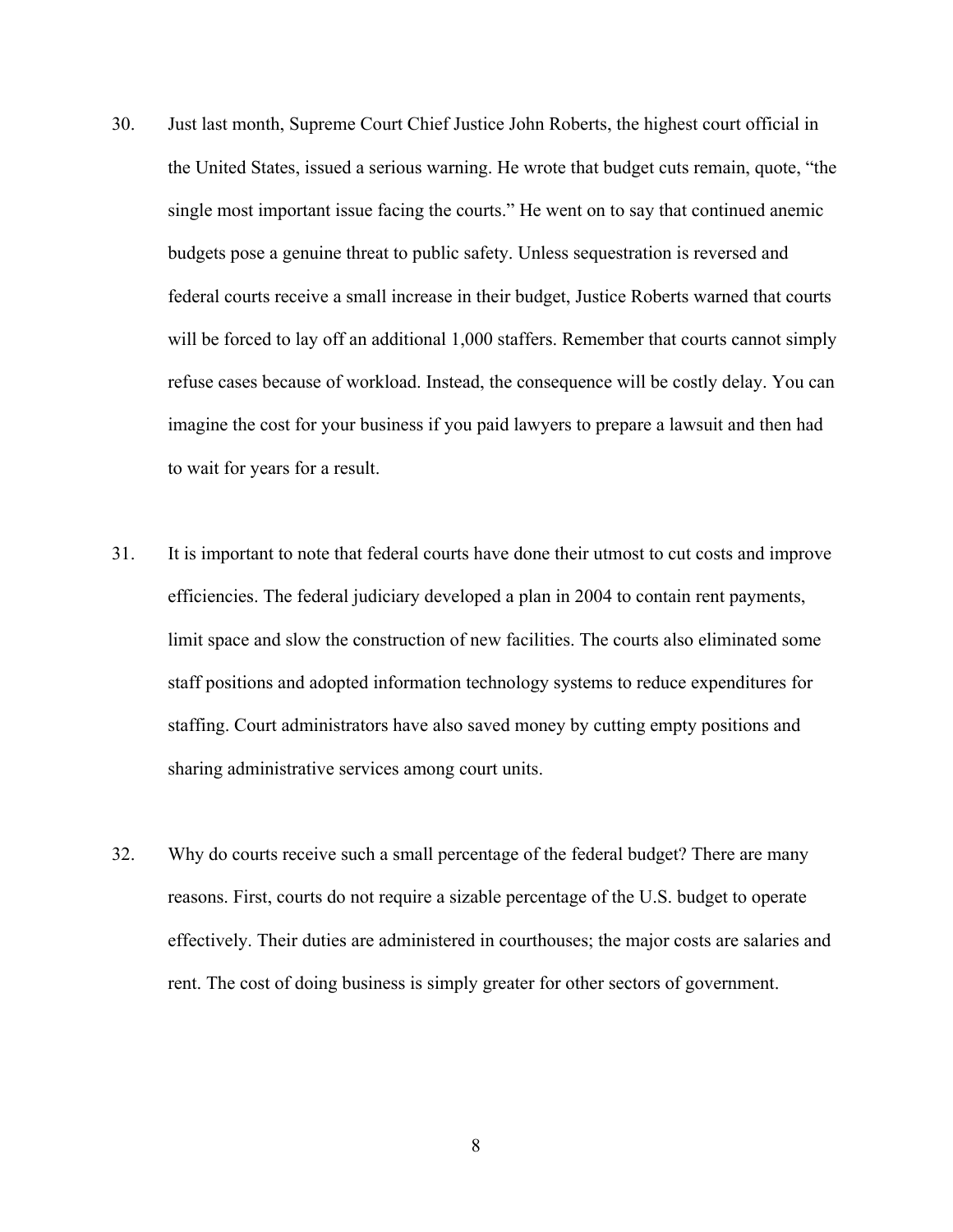30. Just last month, Supreme Court Chief Justice John Roberts, the highest court official in the United States, issued a serious warning. He wrote that budget cuts remain, quote, "the single most important issue facing the courts." He went on to say that continued anemic budgets pose a genuine threat to public safety. Unless sequestration is reversed and federal courts receive a small increase in their budget, Justice Roberts warned that courts will be forced to lay off an additional 1,000 staffers. Remember that courts cannot simply refuse cases because of workload. Instead, the consequence will be costly delay. You can imagine the cost for your business if you paid lawyers to prepare a lawsuit and then had to wait for years for a result.

31. It is important to note that federal courts have done their utmost to cut costs and improve efficiencies. The federal judiciary developed a plan in 2004 to contain rent payments, limit space and slow the construction of new facilities. The courts also eliminated some staff positions and adopted information technology systems to reduce expenditures for staffing. Court administrators have also saved money by cutting empty positions and sharing administrative services among court units.

32. Why do courts receive such a small percentage of the federal budget? There are many reasons. First, courts do not require a sizable percentage of the U.S. budget to operate effectively. Their duties are administered in courthouses; the major costs are salaries and rent. The cost of doing business is simply greater for other sectors of government.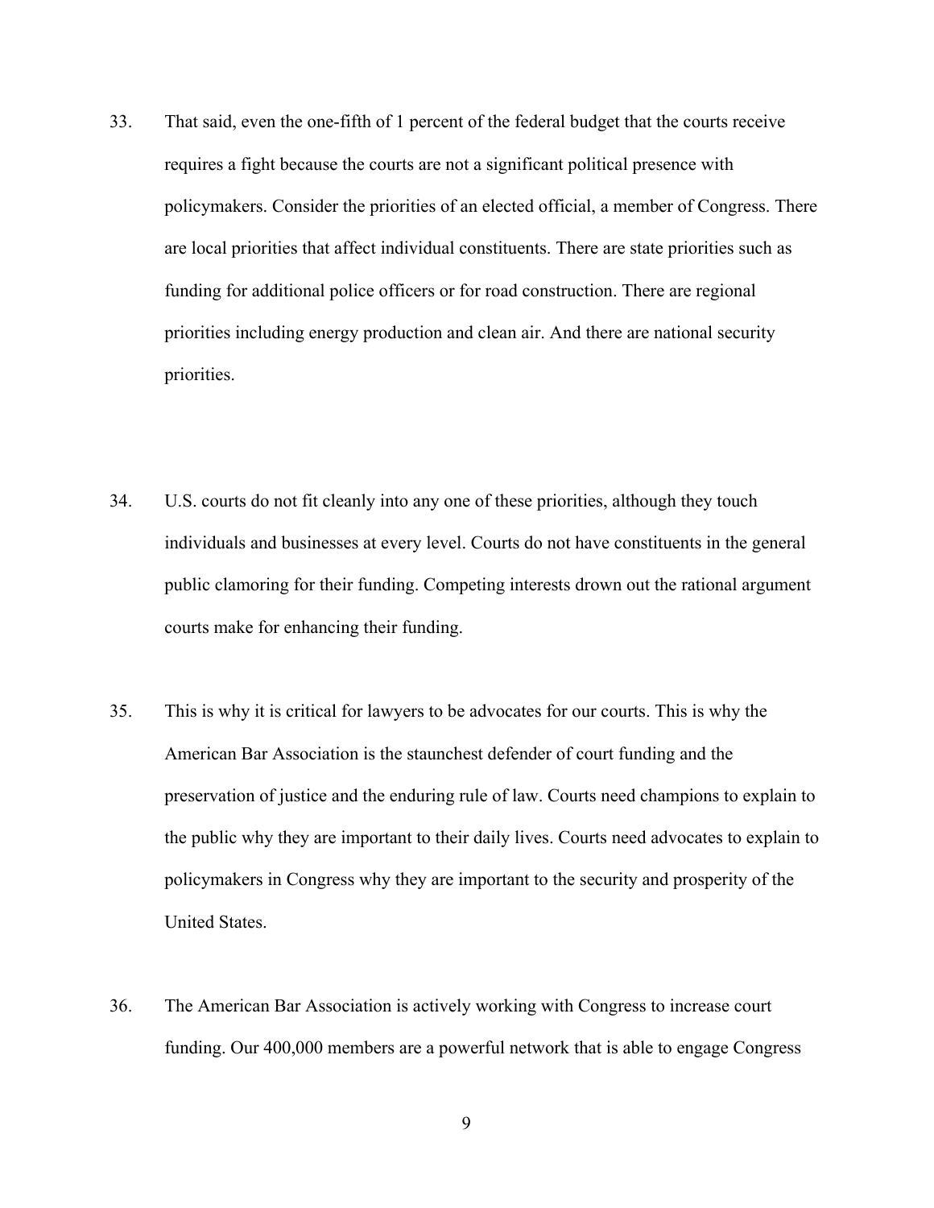33. That said, even the one-fifth of 1 percent of the federal budget that the courts receive requires a fight because the courts are not a significant political presence with policymakers. Consider the priorities of an elected official, a member of Congress. There are local priorities that affect individual constituents. There are state priorities such as funding for additional police officers or for road construction. There are regional priorities including energy production and clean air. And there are national security priorities.

34. U.S. courts do not fit cleanly into any one of these priorities, although they touch individuals and businesses at every level. Courts do not have constituents in the general public clamoring for their funding. Competing interests drown out the rational argument courts make for enhancing their funding.

35. This is why it is critical for lawyers to be advocates for our courts. This is why the American Bar Association is the staunchest defender of court funding and the preservation of justice and the enduring rule of law. Courts need champions to explain to the public why they are important to their daily lives. Courts need advocates to explain to policymakers in Congress why they are important to the security and prosperity of the United States.

36. The American Bar Association is actively working with Congress to increase court funding. Our 400,000 members are a powerful network that is able to engage Congress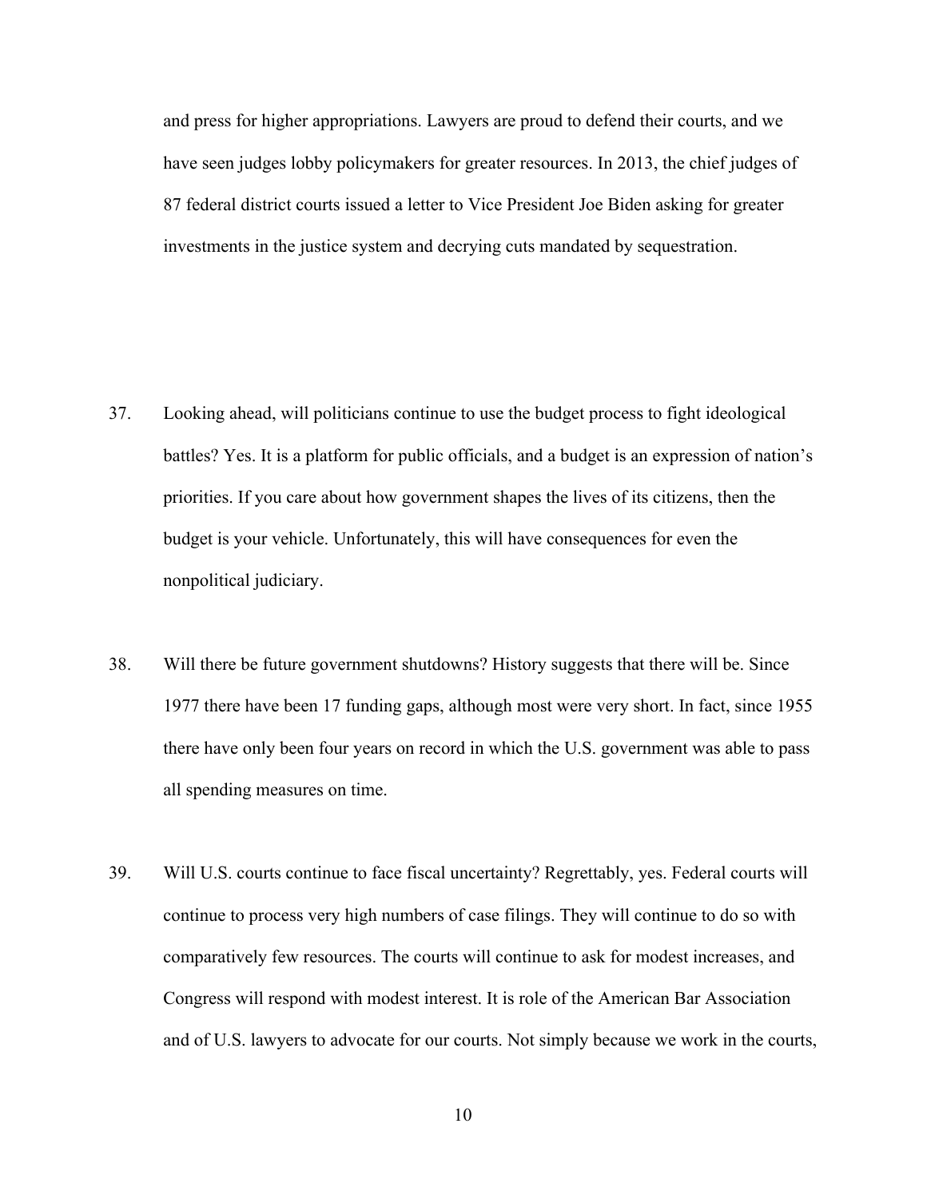and press for higher appropriations. Lawyers are proud to defend their courts, and we have seen judges lobby policymakers for greater resources. In 2013, the chief judges of 87 federal district courts issued a letter to Vice President Joe Biden asking for greater investments in the justice system and decrying cuts mandated by sequestration.

37. Looking ahead, will politicians continue to use the budget process to fight ideological battles? Yes. It is a platform for public officials, and a budget is an expression of nation's priorities. If you care about how government shapes the lives of its citizens, then the budget is your vehicle. Unfortunately, this will have consequences for even the nonpolitical judiciary.

38. Will there be future government shutdowns? History suggests that there will be. Since 1977 there have been 17 funding gaps, although most were very short. In fact, since 1955 there have only been four years on record in which the U.S. government was able to pass all spending measures on time.

39. Will U.S. courts continue to face fiscal uncertainty? Regrettably, yes. Federal courts will continue to process very high numbers of case filings. They will continue to do so with comparatively few resources. The courts will continue to ask for modest increases, and Congress will respond with modest interest. It is role of the American Bar Association and of U.S. lawyers to advocate for our courts. Not simply because we work in the courts,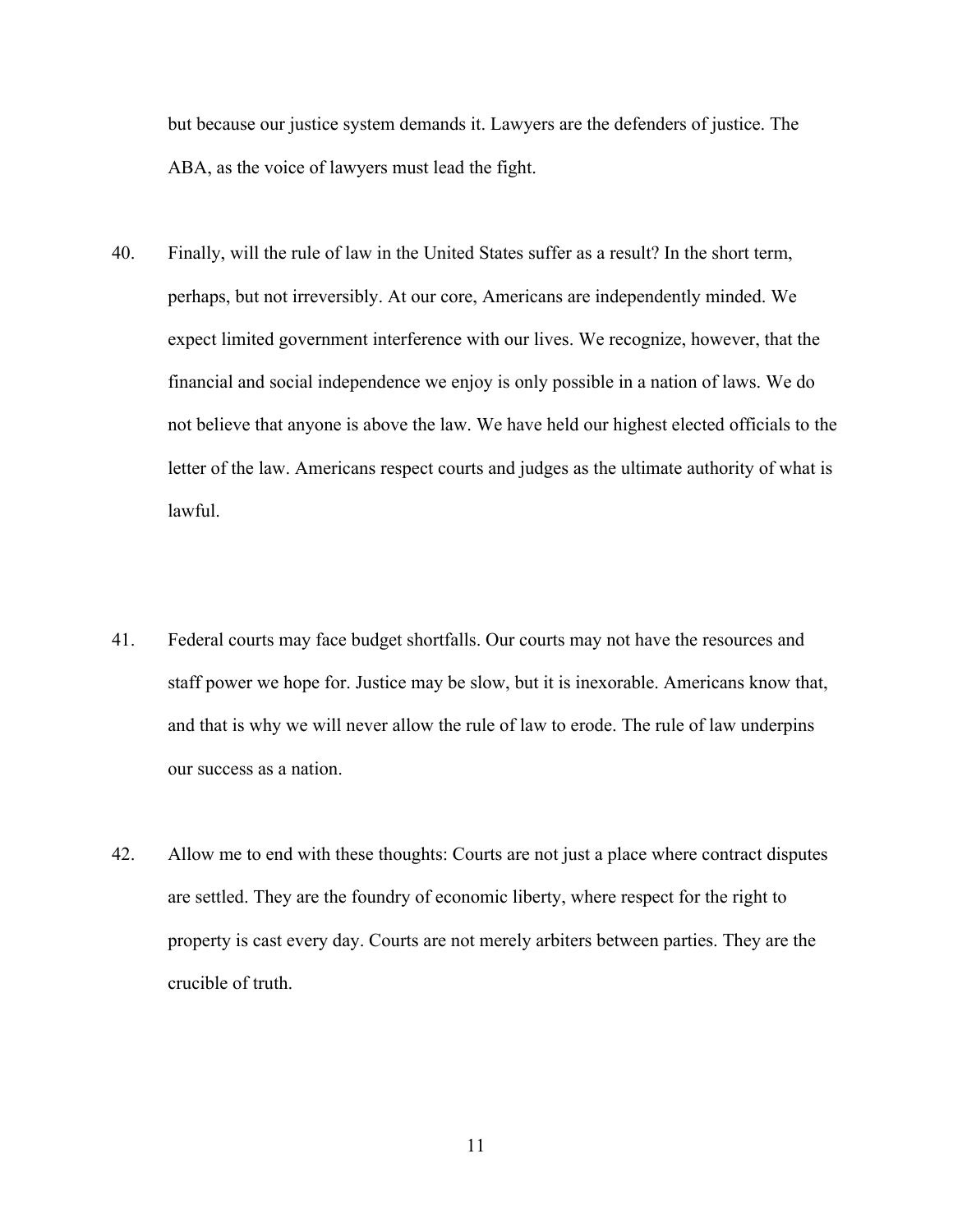but because our justice system demands it. Lawyers are the defenders of justice. The ABA, as the voice of lawyers must lead the fight.

40. Finally, will the rule of law in the United States suffer as a result? In the short term, perhaps, but not irreversibly. At our core, Americans are independently minded. We expect limited government interference with our lives. We recognize, however, that the financial and social independence we enjoy is only possible in a nation of laws. We do not believe that anyone is above the law. We have held our highest elected officials to the letter of the law. Americans respect courts and judges as the ultimate authority of what is lawful.

41. Federal courts may face budget shortfalls. Our courts may not have the resources and staff power we hope for. Justice may be slow, but it is inexorable. Americans know that, and that is why we will never allow the rule of law to erode. The rule of law underpins our success as a nation.

42. Allow me to end with these thoughts: Courts are not just a place where contract disputes are settled. They are the foundry of economic liberty, where respect for the right to property is cast every day. Courts are not merely arbiters between parties. They are the crucible of truth.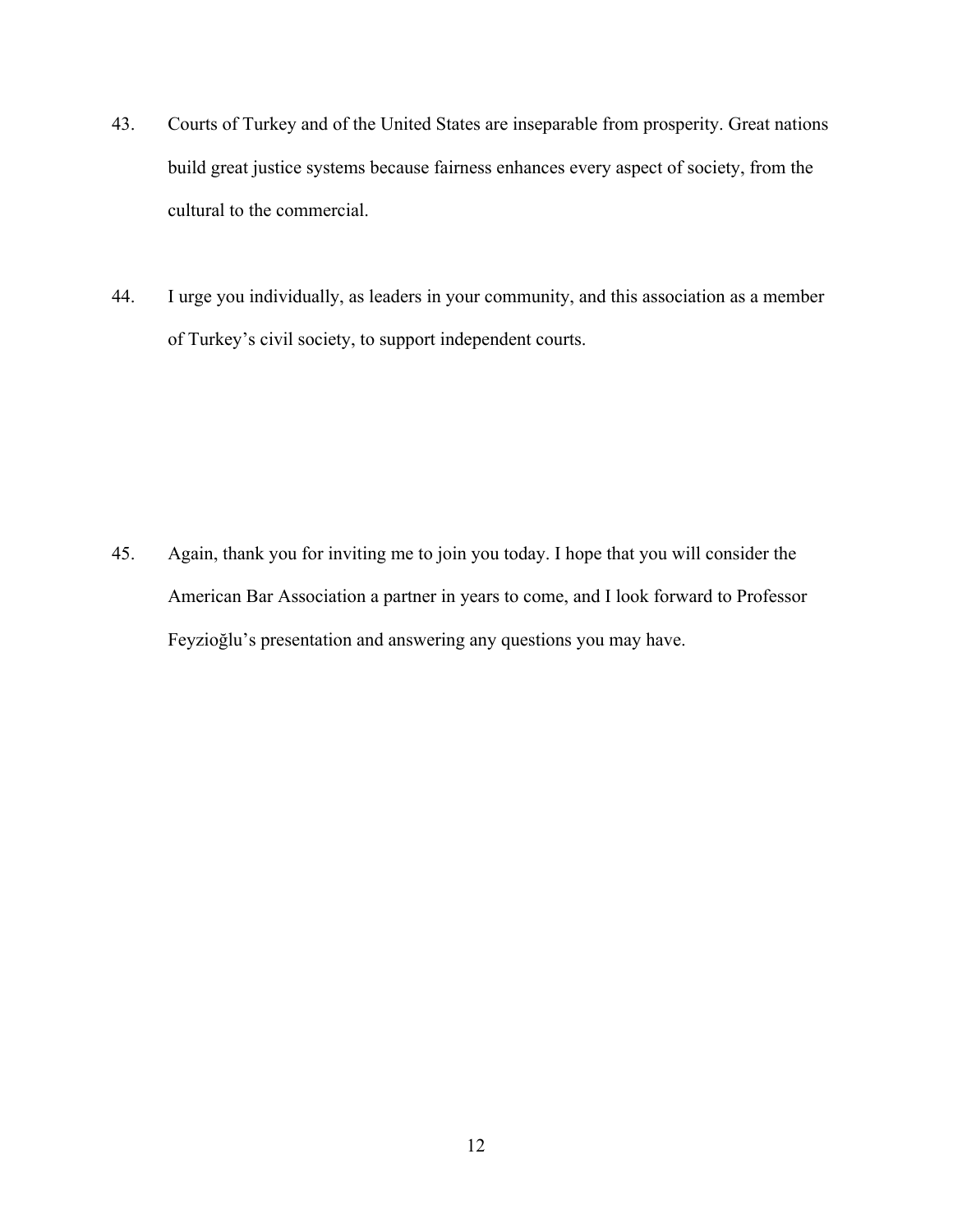43. Courts of Turkey and of the United States are inseparable from prosperity. Great nations build great justice systems because fairness enhances every aspect of society, from the cultural to the commercial.

44. I urge you individually, as leaders in your community, and this association as a member of Turkey's civil society, to support independent courts.

45. Again, thank you for inviting me to join you today. I hope that you will consider the American Bar Association a partner in years to come, and I look forward to Professor Feyzioğlu's presentation and answering any questions you may have.